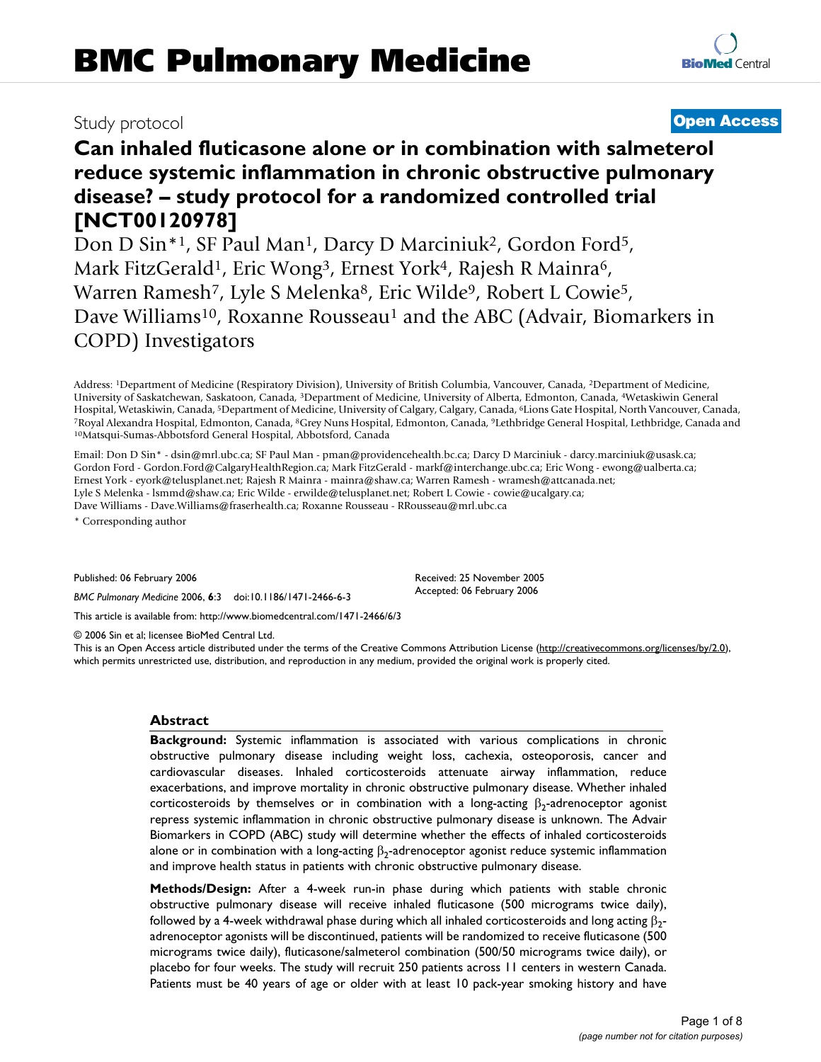BMC Pulmonary Medicine

Study protocol

**Open Access**

# Can inhaled fluticasone alone or in combination with salmeterol reduce systemic inflammation in chronic obstructive pulmonary disease? – study protocol for a randomized controlled trial [NCT00120978]

Don D Sin*[1], SF Paul Man[1], Darcy D Marciniuk[2], Gordon Ford[5], Mark FitzGerald[1], Eric Wong[3], Ernest York[4], Rajesh R Mainra[6], Warren Ramesh[7], Lyle S Melenka[8], Eric Wilde[9], Robert L Cowie[5], Dave Williams[10], Roxanne Rousseau[1] and the ABC (Advair, Biomarkers in COPD) Investigators

Address: [1]Department of Medicine (Respiratory Division), University of British Columbia, Vancouver, Canada, [2]Department of Medicine, University of Saskatchewan, Saskatoon, Canada, [3]Department of Medicine, University of Alberta, Edmonton, Canada, [4]Wetaskiwin General Hospital, Wetaskiwin, Canada, [5]Department of Medicine, University of Calgary, Calgary, Canada, [6]Lions Gate Hospital, North Vancouver, Canada, [7]Royal Alexandra Hospital, Edmonton, Canada, [8]Grey Nuns Hospital, Edmonton, Canada, [9]Lethbridge General Hospital, Lethbridge, Canada and [10]Matsqui-Sumas-Abbotsford General Hospital, Abbotsford, Canada

Email: Don D Sin* - dsin@mrl.ubc.ca; SF Paul Man - pman@providencehealth.bc.ca; Darcy D Marciniuk - darcy.marciniuk@usask.ca; Gordon Ford - Gordon.Ford@CalgaryHealthRegion.ca; Mark FitzGerald - markf@interchange.ubc.ca; Eric Wong - ewong@ualberta.ca; Ernest York - eyork@telusplanet.net; Rajesh R Mainra - mainra@shaw.ca; Warren Ramesh - wramesh@attcanada.net; Lyle S Melenka - lsmmd@shaw.ca; Eric Wilde - erwilde@telusplanet.net; Robert L Cowie - cowie@ucalgary.ca; Dave Williams - Dave.Williams@fraserhealth.ca; Roxanne Rousseau - RRousseau@mrl.ubc.ca

* Corresponding author

Published: 06 February 2006

Received: 25 November 2005

Accepted: 06 February 2006

*BMC Pulmonary Medicine* 2006, **6**:3 doi:10.1186/1471-2466-6-3

This article is available from: http://www.biomedcentral.com/1471-2466/6/3

© 2006 Sin et al; licensee BioMed Central Ltd.

This is an Open Access article distributed under the terms of the Creative Commons Attribution License (http://creativecommons.org/licenses/by/2.0), which permits unrestricted use, distribution, and reproduction in any medium, provided the original work is properly cited.

## Abstract

**Background:** Systemic inflammation is associated with various complications in chronic obstructive pulmonary disease including weight loss, cachexia, osteoporosis, cancer and cardiovascular diseases. Inhaled corticosteroids attenuate airway inflammation, reduce exacerbations, and improve mortality in chronic obstructive pulmonary disease. Whether inhaled corticosteroids by themselves or in combination with a long-acting $\beta_2$-adrenoceptor agonist repress systemic inflammation in chronic obstructive pulmonary disease is unknown. The Advair Biomarkers in COPD (ABC) study will determine whether the effects of inhaled corticosteroids alone or in combination with a long-acting $\beta_2$-adrenoceptor agonist reduce systemic inflammation and improve health status in patients with chronic obstructive pulmonary disease.

**Methods/Design:** After a 4-week run-in phase during which patients with stable chronic obstructive pulmonary disease will receive inhaled fluticasone (500 micrograms twice daily), followed by a 4-week withdrawal phase during which all inhaled corticosteroids and long acting $\beta_2$-adrenoceptor agonists will be discontinued, patients will be randomized to receive fluticasone (500 micrograms twice daily), fluticasone/salmeterol combination (500/50 micrograms twice daily), or placebo for four weeks. The study will recruit 250 patients across 11 centers in western Canada. Patients must be 40 years of age or older with at least 10 pack-year smoking history and have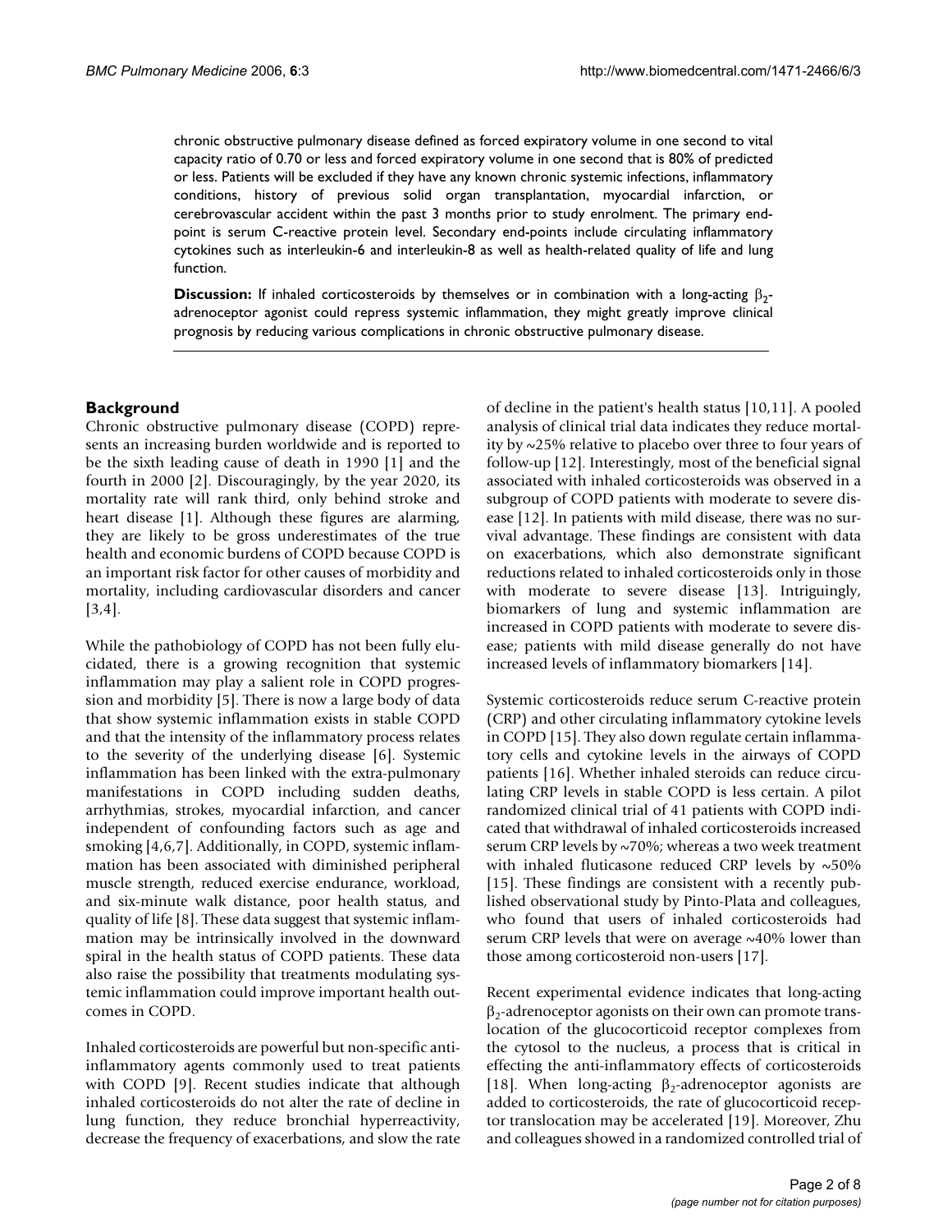chronic obstructive pulmonary disease defined as forced expiratory volume in one second to vital capacity ratio of 0.70 or less and forced expiratory volume in one second that is 80% of predicted or less. Patients will be excluded if they have any known chronic systemic infections, inflammatory conditions, history of previous solid organ transplantation, myocardial infarction, or cerebrovascular accident within the past 3 months prior to study enrolment. The primary end-point is serum C-reactive protein level. Secondary end-points include circulating inflammatory cytokines such as interleukin-6 and interleukin-8 as well as health-related quality of life and lung function.

**Discussion:** If inhaled corticosteroids by themselves or in combination with a long-acting $\beta_2$-adrenoceptor agonist could repress systemic inflammation, they might greatly improve clinical prognosis by reducing various complications in chronic obstructive pulmonary disease.

## Background

Chronic obstructive pulmonary disease (COPD) represents an increasing burden worldwide and is reported to be the sixth leading cause of death in 1990 [1] and the fourth in 2000 [2]. Discouragingly, by the year 2020, its mortality rate will rank third, only behind stroke and heart disease [1]. Although these figures are alarming, they are likely to be gross underestimates of the true health and economic burdens of COPD because COPD is an important risk factor for other causes of morbidity and mortality, including cardiovascular disorders and cancer [3,4].

While the pathobiology of COPD has not been fully elucidated, there is a growing recognition that systemic inflammation may play a salient role in COPD progression and morbidity [5]. There is now a large body of data that show systemic inflammation exists in stable COPD and that the intensity of the inflammatory process relates to the severity of the underlying disease [6]. Systemic inflammation has been linked with the extra-pulmonary manifestations in COPD including sudden deaths, arrhythmias, strokes, myocardial infarction, and cancer independent of confounding factors such as age and smoking [4,6,7]. Additionally, in COPD, systemic inflammation has been associated with diminished peripheral muscle strength, reduced exercise endurance, workload, and six-minute walk distance, poor health status, and quality of life [8]. These data suggest that systemic inflammation may be intrinsically involved in the downward spiral in the health status of COPD patients. These data also raise the possibility that treatments modulating systemic inflammation could improve important health outcomes in COPD.

Inhaled corticosteroids are powerful but non-specific anti-inflammatory agents commonly used to treat patients with COPD [9]. Recent studies indicate that although inhaled corticosteroids do not alter the rate of decline in lung function, they reduce bronchial hyperreactivity, decrease the frequency of exacerbations, and slow the rate of decline in the patient's health status [10,11]. A pooled analysis of clinical trial data indicates they reduce mortality by ~25% relative to placebo over three to four years of follow-up [12]. Interestingly, most of the beneficial signal associated with inhaled corticosteroids was observed in a subgroup of COPD patients with moderate to severe disease [12]. In patients with mild disease, there was no survival advantage. These findings are consistent with data on exacerbations, which also demonstrate significant reductions related to inhaled corticosteroids only in those with moderate to severe disease [13]. Intriguingly, biomarkers of lung and systemic inflammation are increased in COPD patients with moderate to severe disease; patients with mild disease generally do not have increased levels of inflammatory biomarkers [14].

Systemic corticosteroids reduce serum C-reactive protein (CRP) and other circulating inflammatory cytokine levels in COPD [15]. They also down regulate certain inflammatory cells and cytokine levels in the airways of COPD patients [16]. Whether inhaled steroids can reduce circulating CRP levels in stable COPD is less certain. A pilot randomized clinical trial of 41 patients with COPD indicated that withdrawal of inhaled corticosteroids increased serum CRP levels by ~70%; whereas a two week treatment with inhaled fluticasone reduced CRP levels by ~50% [15]. These findings are consistent with a recently published observational study by Pinto-Plata and colleagues, who found that users of inhaled corticosteroids had serum CRP levels that were on average ~40% lower than those among corticosteroid non-users [17].

Recent experimental evidence indicates that long-acting $\beta_2$-adrenoceptor agonists on their own can promote translocation of the glucocorticoid receptor complexes from the cytosol to the nucleus, a process that is critical in effecting the anti-inflammatory effects of corticosteroids [18]. When long-acting $\beta_2$-adrenoceptor agonists are added to corticosteroids, the rate of glucocorticoid receptor translocation may be accelerated [19]. Moreover, Zhu and colleagues showed in a randomized controlled trial of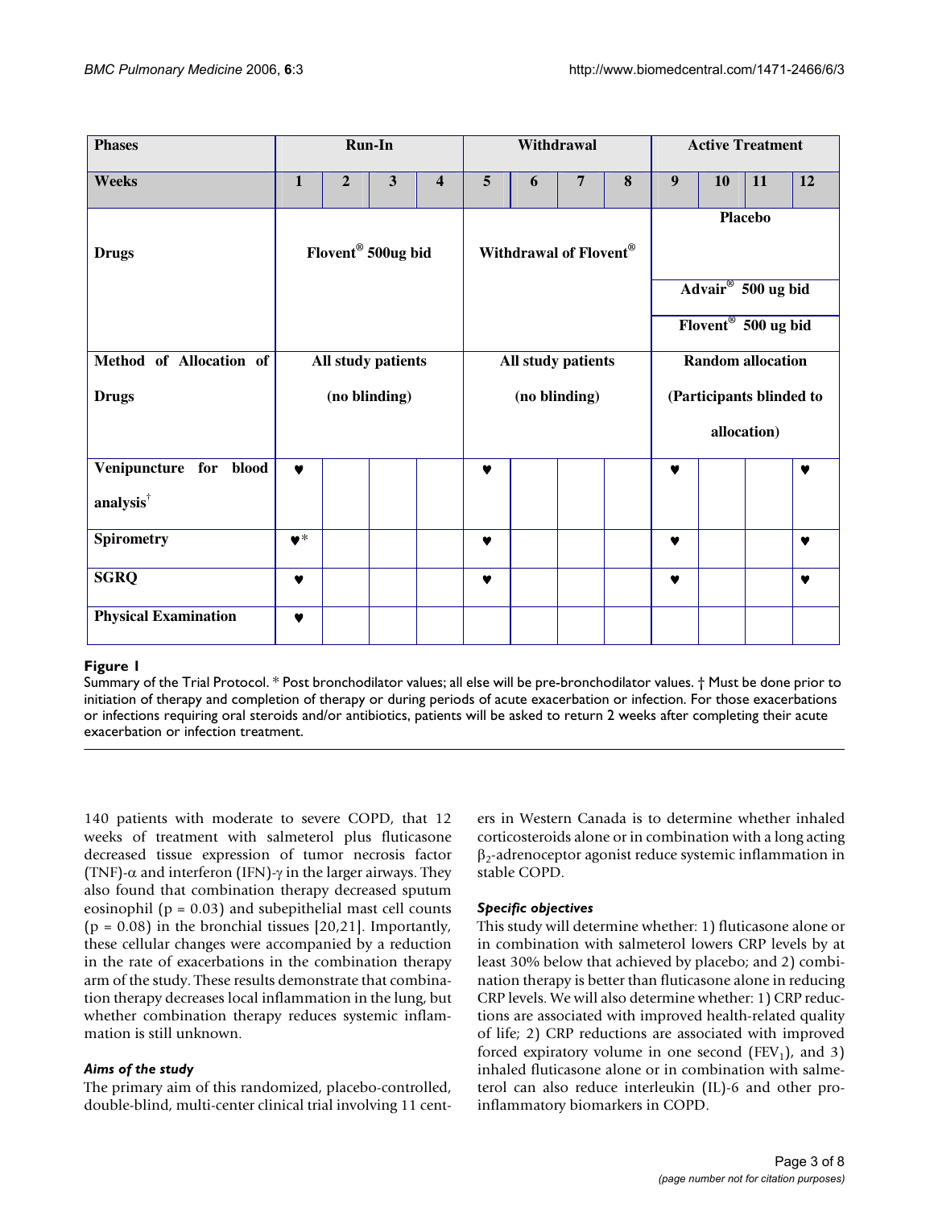| Phases | Run-In | | | | Withdrawal | | | | Active Treatment | | | |
|---|---|---|---|---|---|---|---|---|---|---|---|---|
| Weeks | 1 | 2 | 3 | 4 | 5 | 6 | 7 | 8 | 9 | 10 | 11 | 12 |
| Drugs | Flovent® 500ug bid | | | | Withdrawal of Flovent® | | | | Placebo / Advair® 500 ug bid / Flovent® 500 ug bid | | | |
| Method of Allocation of Drugs | All study patients (no blinding) | | | | All study patients (no blinding) | | | | Random allocation (Participants blinded to allocation) | | | |
| Venipuncture for blood analysis† | ♥ | | | | ♥ | | | | ♥ | | | ♥ |
| Spirometry | ♥* | | | | ♥ | | | | ♥ | | | ♥ |
| SGRQ | ♥ | | | | ♥ | | | | ♥ | | | ♥ |
| Physical Examination | ♥ | | | | | | | | | | | |

**Figure 1**

Summary of the Trial Protocol. * Post bronchodilator values; all else will be pre-bronchodilator values. † Must be done prior to initiation of therapy and completion of therapy or during periods of acute exacerbation or infection. For those exacerbations or infections requiring oral steroids and/or antibiotics, patients will be asked to return 2 weeks after completing their acute exacerbation or infection treatment.

140 patients with moderate to severe COPD, that 12 weeks of treatment with salmeterol plus fluticasone decreased tissue expression of tumor necrosis factor (TNF)-$\alpha$ and interferon (IFN)-$\gamma$ in the larger airways. They also found that combination therapy decreased sputum eosinophil ($p = 0.03$) and subepithelial mast cell counts ($p = 0.08$) in the bronchial tissues [20,21]. Importantly, these cellular changes were accompanied by a reduction in the rate of exacerbations in the combination therapy arm of the study. These results demonstrate that combination therapy decreases local inflammation in the lung, but whether combination therapy reduces systemic inflammation is still unknown.

### *Aims of the study*

The primary aim of this randomized, placebo-controlled, double-blind, multi-center clinical trial involving 11 centers in Western Canada is to determine whether inhaled corticosteroids alone or in combination with a long acting $\beta_2$-adrenoceptor agonist reduce systemic inflammation in stable COPD.

### *Specific objectives*

This study will determine whether: 1) fluticasone alone or in combination with salmeterol lowers CRP levels by at least 30% below that achieved by placebo; and 2) combination therapy is better than fluticasone alone in reducing CRP levels. We will also determine whether: 1) CRP reductions are associated with improved health-related quality of life; 2) CRP reductions are associated with improved forced expiratory volume in one second ($FEV_1$), and 3) inhaled fluticasone alone or in combination with salmeterol can also reduce interleukin (IL)-6 and other pro-inflammatory biomarkers in COPD.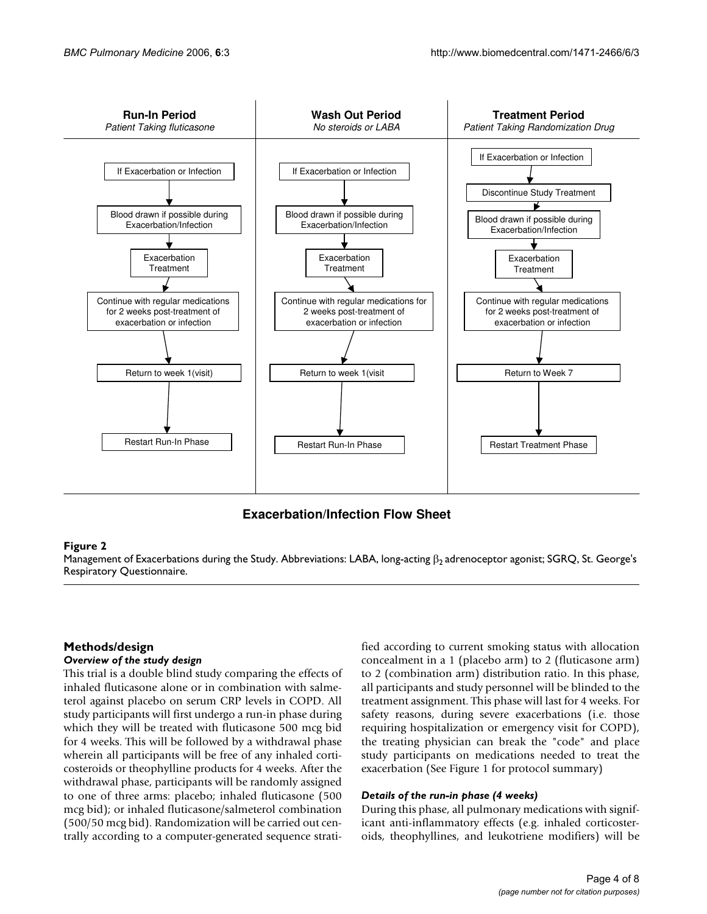**Run-In Period**
*Patient Taking fluticasone*

- If Exacerbation or Infection
- Blood drawn if possible during Exacerbation/Infection
- Exacerbation Treatment
- Continue with regular medications for 2 weeks post-treatment of exacerbation or infection
- Return to week 1(visit)
- Restart Run-In Phase

**Wash Out Period**
*No steroids or LABA*

- If Exacerbation or Infection
- Blood drawn if possible during Exacerbation/Infection
- Exacerbation Treatment
- Continue with regular medications for 2 weeks post-treatment of exacerbation or infection
- Return to week 1(visit
- Restart Run-In Phase

**Treatment Period**
*Patient Taking Randomization Drug*

- If Exacerbation or Infection
- Discontinue Study Treatment
- Blood drawn if possible during Exacerbation/Infection
- Exacerbation Treatment
- Continue with regular medications for 2 weeks post-treatment of exacerbation or infection
- Return to Week 7
- Restart Treatment Phase

**Exacerbation/Infection Flow Sheet**

**Figure 2**
Management of Exacerbations during the Study. Abbreviations: LABA, long-acting $\beta_2$ adrenoceptor agonist; SGRQ, St. George's Respiratory Questionnaire.

## Methods/design

### *Overview of the study design*

This trial is a double blind study comparing the effects of inhaled fluticasone alone or in combination with salmeterol against placebo on serum CRP levels in COPD. All study participants will first undergo a run-in phase during which they will be treated with fluticasone 500 mcg bid for 4 weeks. This will be followed by a withdrawal phase wherein all participants will be free of any inhaled corticosteroids or theophylline products for 4 weeks. After the withdrawal phase, participants will be randomly assigned to one of three arms: placebo; inhaled fluticasone (500 mcg bid); or inhaled fluticasone/salmeterol combination (500/50 mcg bid). Randomization will be carried out centrally according to a computer-generated sequence stratified according to current smoking status with allocation concealment in a 1 (placebo arm) to 2 (fluticasone arm) to 2 (combination arm) distribution ratio. In this phase, all participants and study personnel will be blinded to the treatment assignment. This phase will last for 4 weeks. For safety reasons, during severe exacerbations (i.e. those requiring hospitalization or emergency visit for COPD), the treating physician can break the "code" and place study participants on medications needed to treat the exacerbation (See Figure 1 for protocol summary)

### *Details of the run-in phase (4 weeks)*

During this phase, all pulmonary medications with significant anti-inflammatory effects (e.g. inhaled corticosteroids, theophyllines, and leukotriene modifiers) will be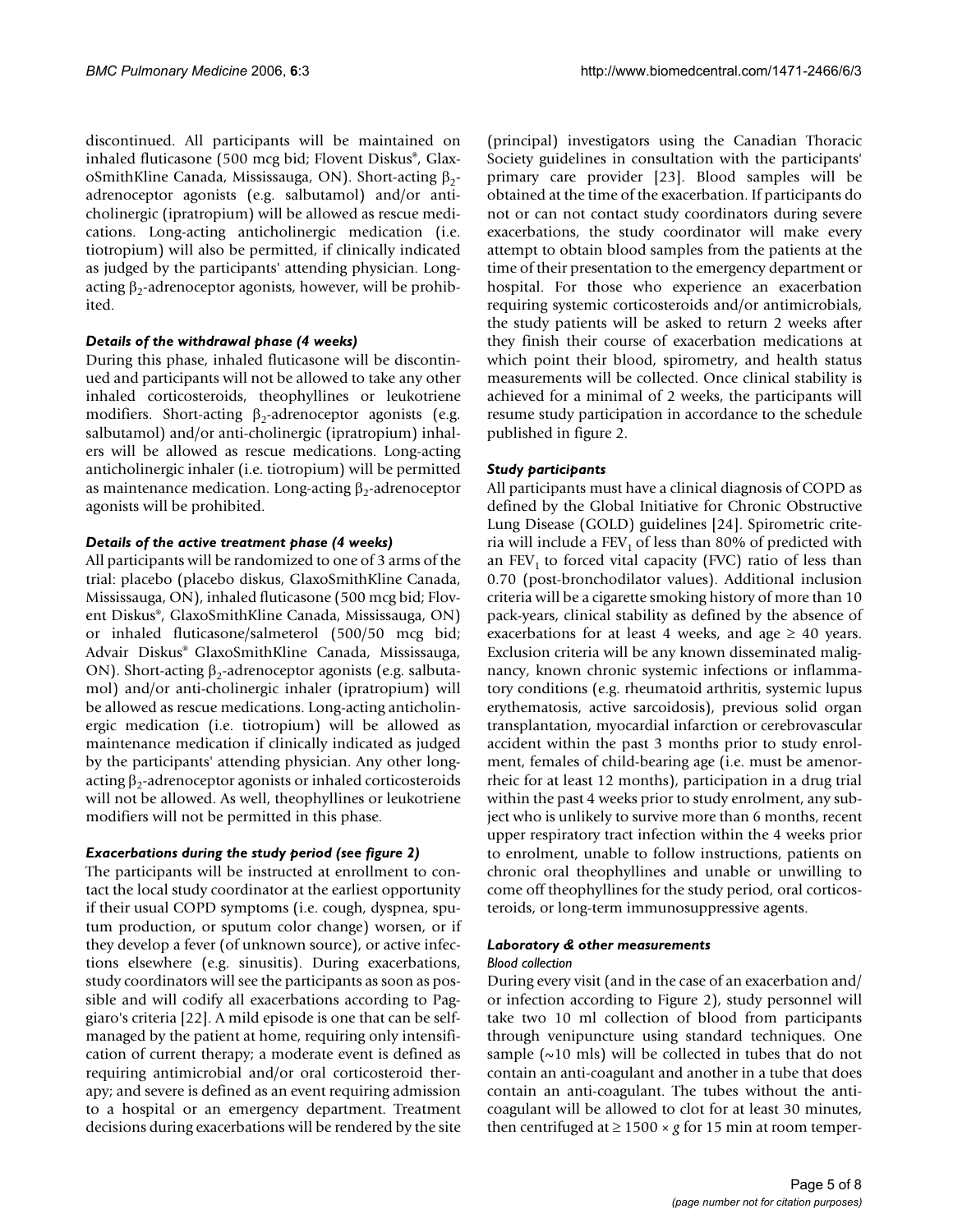discontinued. All participants will be maintained on inhaled fluticasone (500 mcg bid; Flovent Diskus®, GlaxoSmithKline Canada, Mississauga, ON). Short-acting $\beta_2$-adrenoceptor agonists (e.g. salbutamol) and/or anti-cholinergic (ipratropium) will be allowed as rescue medications. Long-acting anticholinergic medication (i.e. tiotropium) will also be permitted, if clinically indicated as judged by the participants' attending physician. Long-acting $\beta_2$-adrenoceptor agonists, however, will be prohibited.

#### *Details of the withdrawal phase (4 weeks)*

During this phase, inhaled fluticasone will be discontinued and participants will not be allowed to take any other inhaled corticosteroids, theophyllines or leukotriene modifiers. Short-acting $\beta_2$-adrenoceptor agonists (e.g. salbutamol) and/or anti-cholinergic (ipratropium) inhalers will be allowed as rescue medications. Long-acting anticholinergic inhaler (i.e. tiotropium) will be permitted as maintenance medication. Long-acting $\beta_2$-adrenoceptor agonists will be prohibited.

#### *Details of the active treatment phase (4 weeks)*

All participants will be randomized to one of 3 arms of the trial: placebo (placebo diskus, GlaxoSmithKline Canada, Mississauga, ON), inhaled fluticasone (500 mcg bid; Flovent Diskus®, GlaxoSmithKline Canada, Mississauga, ON) or inhaled fluticasone/salmeterol (500/50 mcg bid; Advair Diskus® GlaxoSmithKline Canada, Mississauga, ON). Short-acting $\beta_2$-adrenoceptor agonists (e.g. salbutamol) and/or anti-cholinergic inhaler (ipratropium) will be allowed as rescue medications. Long-acting anticholinergic medication (i.e. tiotropium) will be allowed as maintenance medication if clinically indicated as judged by the participants' attending physician. Any other long-acting $\beta_2$-adrenoceptor agonists or inhaled corticosteroids will not be allowed. As well, theophyllines or leukotriene modifiers will not be permitted in this phase.

#### *Exacerbations during the study period (see figure 2)*

The participants will be instructed at enrollment to contact the local study coordinator at the earliest opportunity if their usual COPD symptoms (i.e. cough, dyspnea, sputum production, or sputum color change) worsen, or if they develop a fever (of unknown source), or active infections elsewhere (e.g. sinusitis). During exacerbations, study coordinators will see the participants as soon as possible and will codify all exacerbations according to Paggiaro's criteria [22]. A mild episode is one that can be self-managed by the patient at home, requiring only intensification of current therapy; a moderate event is defined as requiring antimicrobial and/or oral corticosteroid therapy; and severe is defined as an event requiring admission to a hospital or an emergency department. Treatment decisions during exacerbations will be rendered by the site (principal) investigators using the Canadian Thoracic Society guidelines in consultation with the participants' primary care provider [23]. Blood samples will be obtained at the time of the exacerbation. If participants do not or can not contact study coordinators during severe exacerbations, the study coordinator will make every attempt to obtain blood samples from the patients at the time of their presentation to the emergency department or hospital. For those who experience an exacerbation requiring systemic corticosteroids and/or antimicrobials, the study patients will be asked to return 2 weeks after they finish their course of exacerbation medications at which point their blood, spirometry, and health status measurements will be collected. Once clinical stability is achieved for a minimal of 2 weeks, the participants will resume study participation in accordance to the schedule published in figure 2.

#### *Study participants*

All participants must have a clinical diagnosis of COPD as defined by the Global Initiative for Chronic Obstructive Lung Disease (GOLD) guidelines [24]. Spirometric criteria will include a $FEV_1$ of less than 80% of predicted with an $FEV_1$ to forced vital capacity (FVC) ratio of less than 0.70 (post-bronchodilator values). Additional inclusion criteria will be a cigarette smoking history of more than 10 pack-years, clinical stability as defined by the absence of exacerbations for at least 4 weeks, and age $\geq$ 40 years. Exclusion criteria will be any known disseminated malignancy, known chronic systemic infections or inflammatory conditions (e.g. rheumatoid arthritis, systemic lupus erythematosis, active sarcoidosis), previous solid organ transplantation, myocardial infarction or cerebrovascular accident within the past 3 months prior to study enrolment, females of child-bearing age (i.e. must be amenorrheic for at least 12 months), participation in a drug trial within the past 4 weeks prior to study enrolment, any subject who is unlikely to survive more than 6 months, recent upper respiratory tract infection within the 4 weeks prior to enrolment, unable to follow instructions, patients on chronic oral theophyllines and unable or unwilling to come off theophyllines for the study period, oral corticosteroids, or long-term immunosuppressive agents.

#### *Laboratory & other measurements*

##### *Blood collection*

During every visit (and in the case of an exacerbation and/or infection according to Figure 2), study personnel will take two 10 ml collection of blood from participants through venipuncture using standard techniques. One sample (~10 mls) will be collected in tubes that do not contain an anti-coagulant and another in a tube that does contain an anti-coagulant. The tubes without the anti-coagulant will be allowed to clot for at least 30 minutes, then centrifuged at $\geq 1500 \times g$ for 15 min at room temper-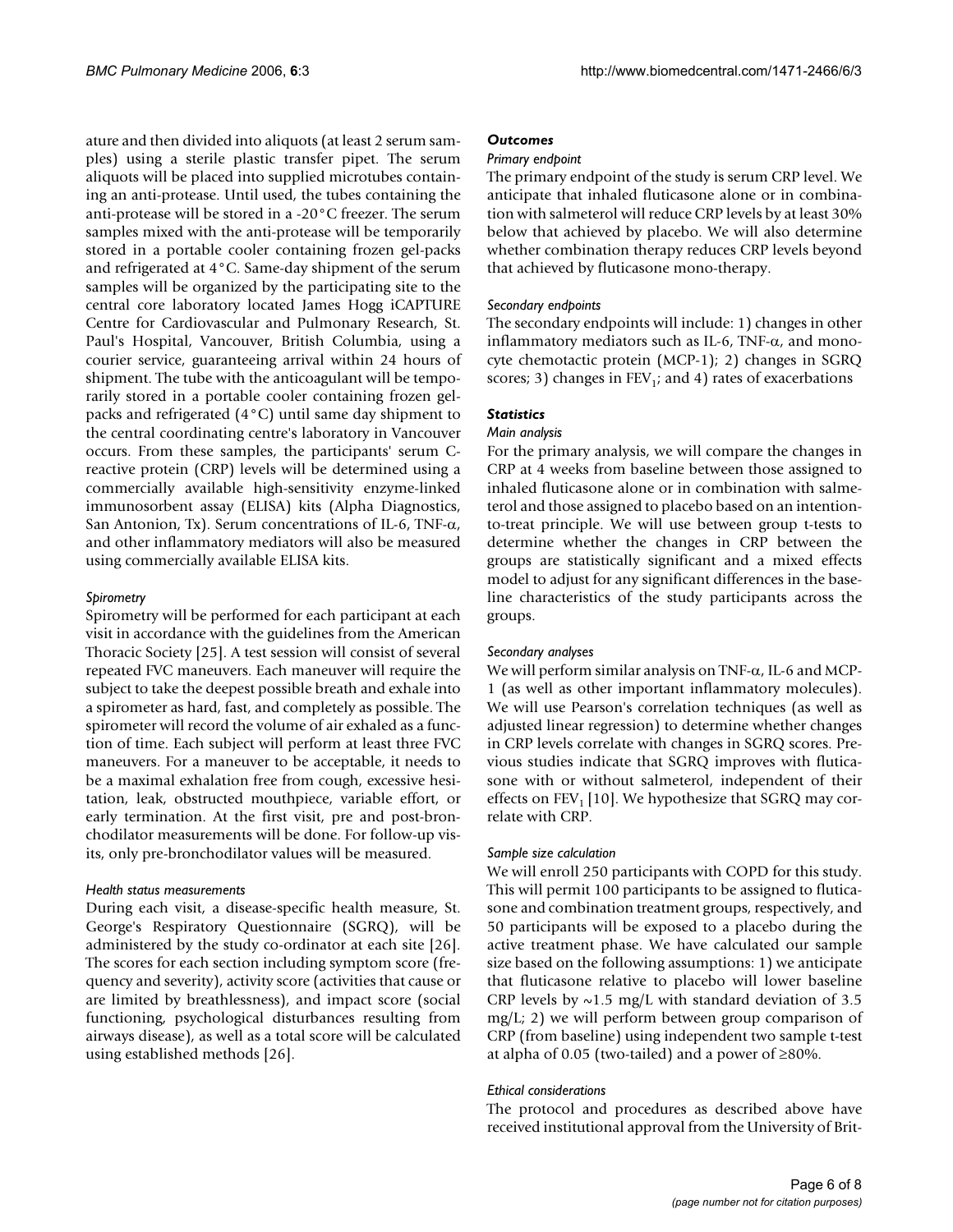ature and then divided into aliquots (at least 2 serum samples) using a sterile plastic transfer pipet. The serum aliquots will be placed into supplied microtubes containing an anti-protease. Until used, the tubes containing the anti-protease will be stored in a -20°C freezer. The serum samples mixed with the anti-protease will be temporarily stored in a portable cooler containing frozen gel-packs and refrigerated at 4°C. Same-day shipment of the serum samples will be organized by the participating site to the central core laboratory located James Hogg iCAPTURE Centre for Cardiovascular and Pulmonary Research, St. Paul's Hospital, Vancouver, British Columbia, using a courier service, guaranteeing arrival within 24 hours of shipment. The tube with the anticoagulant will be temporarily stored in a portable cooler containing frozen gel-packs and refrigerated (4°C) until same day shipment to the central coordinating centre's laboratory in Vancouver occurs. From these samples, the participants' serum C-reactive protein (CRP) levels will be determined using a commercially available high-sensitivity enzyme-linked immunosorbent assay (ELISA) kits (Alpha Diagnostics, San Antonion, Tx). Serum concentrations of IL-6, TNF-α, and other inflammatory mediators will also be measured using commercially available ELISA kits.

*Spirometry*

Spirometry will be performed for each participant at each visit in accordance with the guidelines from the American Thoracic Society [25]. A test session will consist of several repeated FVC maneuvers. Each maneuver will require the subject to take the deepest possible breath and exhale into a spirometer as hard, fast, and completely as possible. The spirometer will record the volume of air exhaled as a function of time. Each subject will perform at least three FVC maneuvers. For a maneuver to be acceptable, it needs to be a maximal exhalation free from cough, excessive hesitation, leak, obstructed mouthpiece, variable effort, or early termination. At the first visit, pre and post-bronchodilator measurements will be done. For follow-up visits, only pre-bronchodilator values will be measured.

*Health status measurements*

During each visit, a disease-specific health measure, St. George's Respiratory Questionnaire (SGRQ), will be administered by the study co-ordinator at each site [26]. The scores for each section including symptom score (frequency and severity), activity score (activities that cause or are limited by breathlessness), and impact score (social functioning, psychological disturbances resulting from airways disease), as well as a total score will be calculated using established methods [26].

### *Outcomes*

*Primary endpoint*

The primary endpoint of the study is serum CRP level. We anticipate that inhaled fluticasone alone or in combination with salmeterol will reduce CRP levels by at least 30% below that achieved by placebo. We will also determine whether combination therapy reduces CRP levels beyond that achieved by fluticasone mono-therapy.

*Secondary endpoints*

The secondary endpoints will include: 1) changes in other inflammatory mediators such as IL-6, TNF-α, and monocyte chemotactic protein (MCP-1); 2) changes in SGRQ scores; 3) changes in $FEV_1$; and 4) rates of exacerbations

### *Statistics*

*Main analysis*

For the primary analysis, we will compare the changes in CRP at 4 weeks from baseline between those assigned to inhaled fluticasone alone or in combination with salmeterol and those assigned to placebo based on an intention-to-treat principle. We will use between group t-tests to determine whether the changes in CRP between the groups are statistically significant and a mixed effects model to adjust for any significant differences in the baseline characteristics of the study participants across the groups.

*Secondary analyses*

We will perform similar analysis on TNF-α, IL-6 and MCP-1 (as well as other important inflammatory molecules). We will use Pearson's correlation techniques (as well as adjusted linear regression) to determine whether changes in CRP levels correlate with changes in SGRQ scores. Previous studies indicate that SGRQ improves with fluticasone with or without salmeterol, independent of their effects on $FEV_1$ [10]. We hypothesize that SGRQ may correlate with CRP.

*Sample size calculation*

We will enroll 250 participants with COPD for this study. This will permit 100 participants to be assigned to fluticasone and combination treatment groups, respectively, and 50 participants will be exposed to a placebo during the active treatment phase. We have calculated our sample size based on the following assumptions: 1) we anticipate that fluticasone relative to placebo will lower baseline CRP levels by ~1.5 mg/L with standard deviation of 3.5 mg/L; 2) we will perform between group comparison of CRP (from baseline) using independent two sample t-test at alpha of 0.05 (two-tailed) and a power of ≥80%.

*Ethical considerations*

The protocol and procedures as described above have received institutional approval from the University of Brit-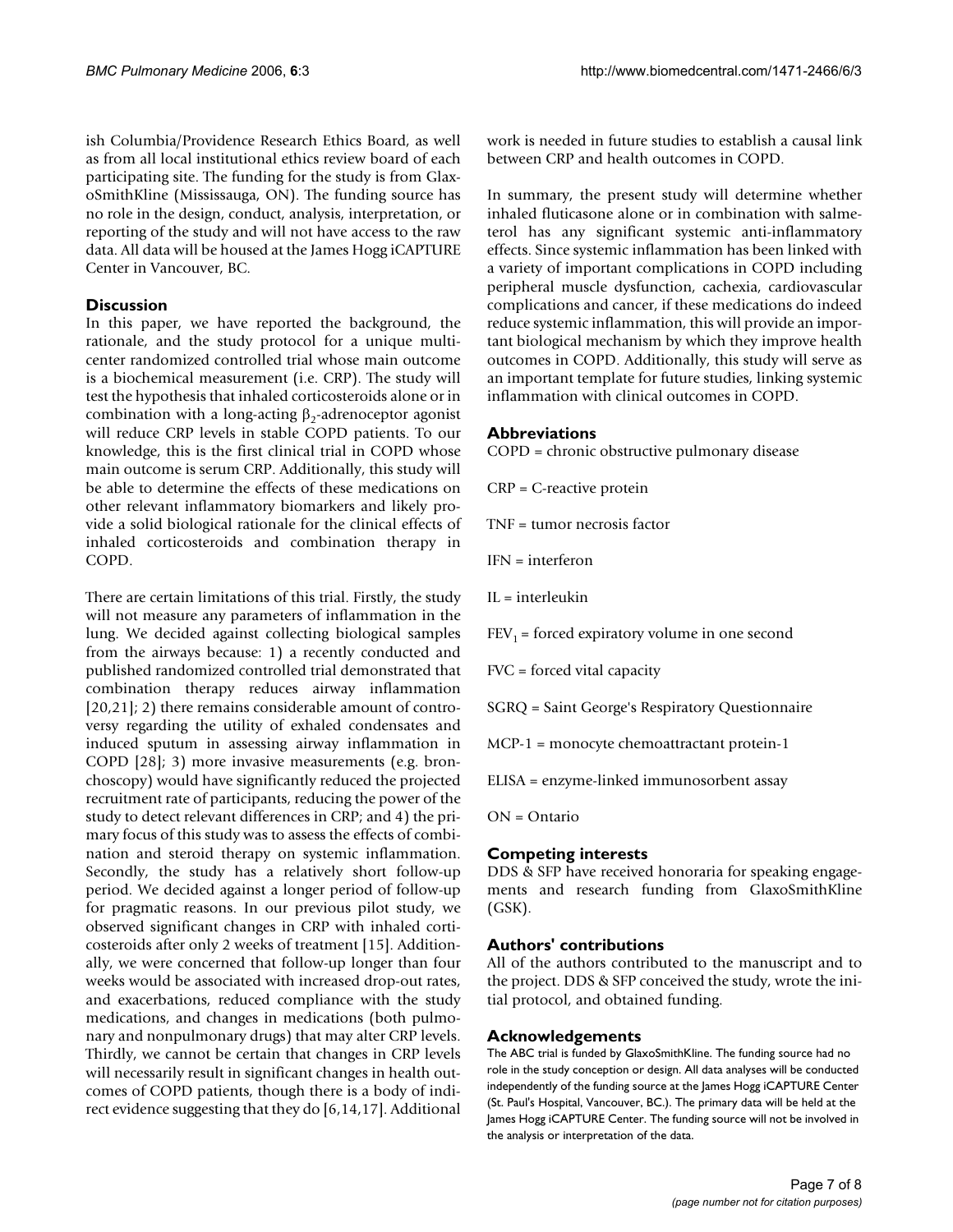ish Columbia/Providence Research Ethics Board, as well as from all local institutional ethics review board of each participating site. The funding for the study is from GlaxoSmithKline (Mississauga, ON). The funding source has no role in the design, conduct, analysis, interpretation, or reporting of the study and will not have access to the raw data. All data will be housed at the James Hogg iCAPTURE Center in Vancouver, BC.

## Discussion

In this paper, we have reported the background, the rationale, and the study protocol for a unique multicenter randomized controlled trial whose main outcome is a biochemical measurement (i.e. CRP). The study will test the hypothesis that inhaled corticosteroids alone or in combination with a long-acting $\beta_2$-adrenoceptor agonist will reduce CRP levels in stable COPD patients. To our knowledge, this is the first clinical trial in COPD whose main outcome is serum CRP. Additionally, this study will be able to determine the effects of these medications on other relevant inflammatory biomarkers and likely provide a solid biological rationale for the clinical effects of inhaled corticosteroids and combination therapy in COPD.

There are certain limitations of this trial. Firstly, the study will not measure any parameters of inflammation in the lung. We decided against collecting biological samples from the airways because: 1) a recently conducted and published randomized controlled trial demonstrated that combination therapy reduces airway inflammation [20,21]; 2) there remains considerable amount of controversy regarding the utility of exhaled condensates and induced sputum in assessing airway inflammation in COPD [28]; 3) more invasive measurements (e.g. bronchoscopy) would have significantly reduced the projected recruitment rate of participants, reducing the power of the study to detect relevant differences in CRP; and 4) the primary focus of this study was to assess the effects of combination and steroid therapy on systemic inflammation. Secondly, the study has a relatively short follow-up period. We decided against a longer period of follow-up for pragmatic reasons. In our previous pilot study, we observed significant changes in CRP with inhaled corticosteroids after only 2 weeks of treatment [15]. Additionally, we were concerned that follow-up longer than four weeks would be associated with increased drop-out rates, and exacerbations, reduced compliance with the study medications, and changes in medications (both pulmonary and nonpulmonary drugs) that may alter CRP levels. Thirdly, we cannot be certain that changes in CRP levels will necessarily result in significant changes in health outcomes of COPD patients, though there is a body of indirect evidence suggesting that they do [6,14,17]. Additional work is needed in future studies to establish a causal link between CRP and health outcomes in COPD.

In summary, the present study will determine whether inhaled fluticasone alone or in combination with salmeterol has any significant systemic anti-inflammatory effects. Since systemic inflammation has been linked with a variety of important complications in COPD including peripheral muscle dysfunction, cachexia, cardiovascular complications and cancer, if these medications do indeed reduce systemic inflammation, this will provide an important biological mechanism by which they improve health outcomes in COPD. Additionally, this study will serve as an important template for future studies, linking systemic inflammation with clinical outcomes in COPD.

## Abbreviations

COPD = chronic obstructive pulmonary disease

CRP = C-reactive protein

TNF = tumor necrosis factor

IFN = interferon

IL = interleukin

$FEV_1$ = forced expiratory volume in one second

FVC = forced vital capacity

SGRQ = Saint George's Respiratory Questionnaire

MCP-1 = monocyte chemoattractant protein-1

ELISA = enzyme-linked immunosorbent assay

ON = Ontario

## Competing interests

DDS & SFP have received honoraria for speaking engagements and research funding from GlaxoSmithKline (GSK).

## Authors' contributions

All of the authors contributed to the manuscript and to the project. DDS & SFP conceived the study, wrote the initial protocol, and obtained funding.

## Acknowledgements

The ABC trial is funded by GlaxoSmithKline. The funding source had no role in the study conception or design. All data analyses will be conducted independently of the funding source at the James Hogg iCAPTURE Center (St. Paul's Hospital, Vancouver, BC.). The primary data will be held at the James Hogg iCAPTURE Center. The funding source will not be involved in the analysis or interpretation of the data.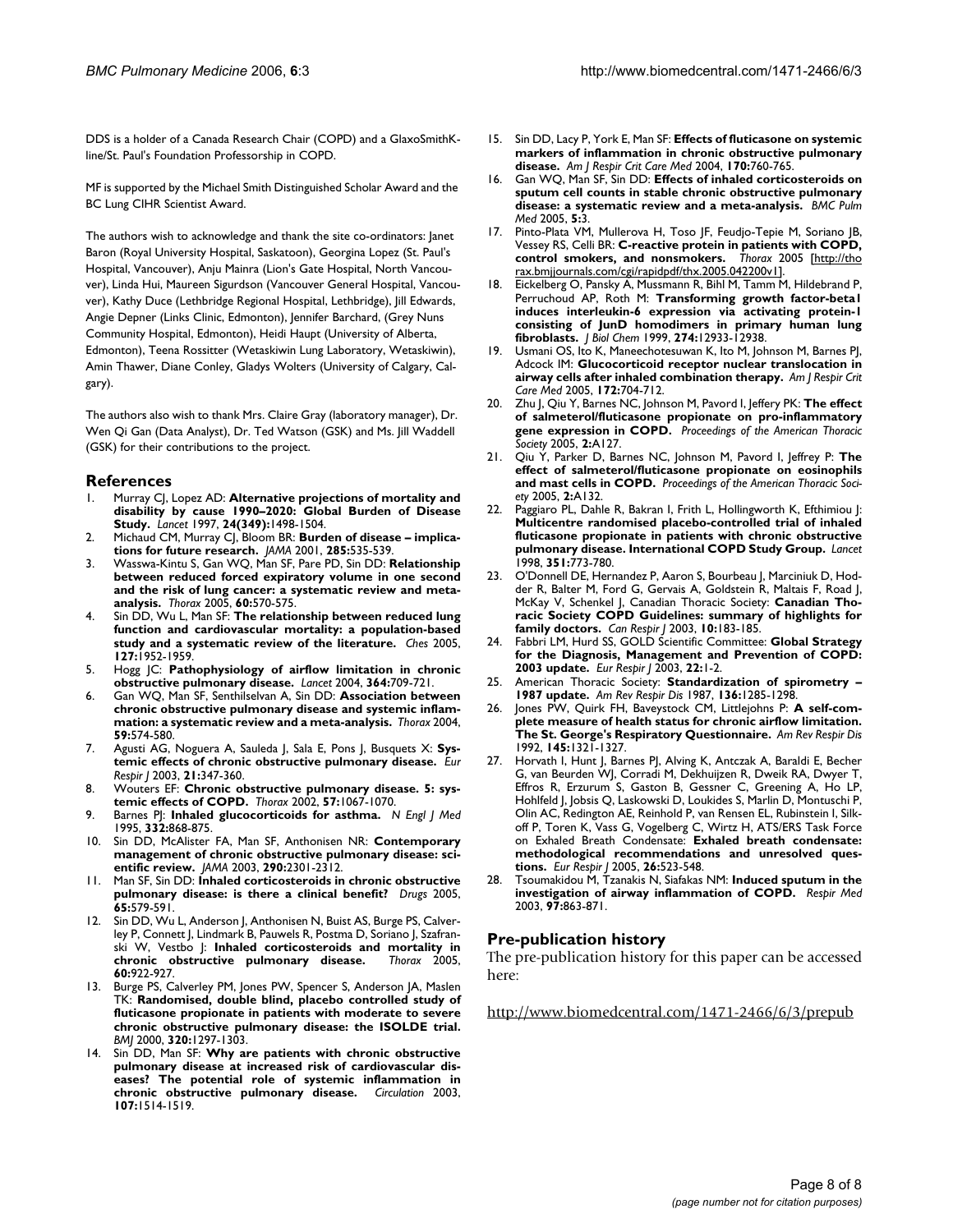DDS is a holder of a Canada Research Chair (COPD) and a GlaxoSmithKline/St. Paul's Foundation Professorship in COPD.

MF is supported by the Michael Smith Distinguished Scholar Award and the BC Lung CIHR Scientist Award.

The authors wish to acknowledge and thank the site co-ordinators: Janet Baron (Royal University Hospital, Saskatoon), Georgina Lopez (St. Paul's Hospital, Vancouver), Anju Mainra (Lion's Gate Hospital, North Vancouver), Linda Hui, Maureen Sigurdson (Vancouver General Hospital, Vancouver), Kathy Duce (Lethbridge Regional Hospital, Lethbridge), Jill Edwards, Angie Depner (Links Clinic, Edmonton), Jennifer Barchard, (Grey Nuns Community Hospital, Edmonton), Heidi Haupt (University of Alberta, Edmonton), Teena Rossitter (Wetaskiwin Lung Laboratory, Wetaskiwin), Amin Thawer, Diane Conley, Gladys Wolters (University of Calgary, Calgary).

The authors also wish to thank Mrs. Claire Gray (laboratory manager), Dr. Wen Qi Gan (Data Analyst), Dr. Ted Watson (GSK) and Ms. Jill Waddell (GSK) for their contributions to the project.

## References

1. Murray CJ, Lopez AD: **Alternative projections of mortality and disability by cause 1990–2020: Global Burden of Disease Study.** *Lancet* 1997, **24(349):**1498-1504.
2. Michaud CM, Murray CJ, Bloom BR: **Burden of disease – implications for future research.** *JAMA* 2001, **285:**535-539.
3. Wasswa-Kintu S, Gan WQ, Man SF, Pare PD, Sin DD: **Relationship between reduced forced expiratory volume in one second and the risk of lung cancer: a systematic review and meta-analysis.** *Thorax* 2005, **60:**570-575.
4. Sin DD, Wu L, Man SF: **The relationship between reduced lung function and cardiovascular mortality: a population-based study and a systematic review of the literature.** *Ches* 2005, **127:**1952-1959.
5. Hogg JC: **Pathophysiology of airflow limitation in chronic obstructive pulmonary disease.** *Lancet* 2004, **364:**709-721.
6. Gan WQ, Man SF, Senthilselvan A, Sin DD: **Association between chronic obstructive pulmonary disease and systemic inflammation: a systematic review and a meta-analysis.** *Thorax* 2004, **59:**574-580.
7. Agusti AG, Noguera A, Sauleda J, Sala E, Pons J, Busquets X: **Systemic effects of chronic obstructive pulmonary disease.** *Eur Respir J* 2003, **21:**347-360.
8. Wouters EF: **Chronic obstructive pulmonary disease. 5: systemic effects of COPD.** *Thorax* 2002, **57:**1067-1070.
9. Barnes PJ: **Inhaled glucocorticoids for asthma.** *N Engl J Med* 1995, **332:**868-875.
10. Sin DD, McAlister FA, Man SF, Anthonisen NR: **Contemporary management of chronic obstructive pulmonary disease: scientific review.** *JAMA* 2003, **290:**2301-2312.
11. Man SF, Sin DD: **Inhaled corticosteroids in chronic obstructive pulmonary disease: is there a clinical benefit?** *Drugs* 2005, **65:**579-591.
12. Sin DD, Wu L, Anderson J, Anthonisen NR, Buist AS, Burge PS, Calverley P, Connett J, Lindmark B, Pauwels R, Postma D, Soriano J, Szafranski W, Vestbo J: **Inhaled corticosteroids and mortality in chronic obstructive pulmonary disease.** *Thorax* 2005, **60:**922-927.
13. Burge PS, Calverley PM, Jones PW, Spencer S, Anderson JA, Maslen TK: **Randomised, double blind, placebo controlled study of fluticasone propionate in patients with moderate to severe chronic obstructive pulmonary disease: the ISOLDE trial.** *BMJ* 2000, **320:**1297-1303.
14. Sin DD, Man SF: **Why are patients with chronic obstructive pulmonary disease at increased risk of cardiovascular diseases? The potential role of systemic inflammation in chronic obstructive pulmonary disease.** *Circulation* 2003, **107:**1514-1519.
15. Sin DD, Lacy P, York E, Man SF: **Effects of fluticasone on systemic markers of inflammation in chronic obstructive pulmonary disease.** *Am J Respir Crit Care Med* 2004, **170:**760-765.
16. Gan WQ, Man SF, Sin DD: **Effects of inhaled corticosteroids on sputum cell counts in stable chronic obstructive pulmonary disease: a systematic review and a meta-analysis.** *BMC Pulm Med* 2005, **5:**3.
17. Pinto-Plata VM, Mullerova H, Toso JF, Feudjo-Tepie M, Soriano JB, Vessey RS, Celli BR: **C-reactive protein in patients with COPD, control smokers, and nonsmokers.** *Thorax* 2005 [http://thorax.bmjjournals.com/cgi/rapidpdf/thx.2005.042200v1].
18. Eickelberg O, Pansky A, Mussmann R, Bihl M, Tamm M, Hildebrand P, Perruchoud AP, Roth M: **Transforming growth factor-beta1 induces interleukin-6 expression via activating protein-1 consisting of JunD homodimers in primary human lung fibroblasts.** *J Biol Chem* 1999, **274:**12933-12938.
19. Usmani OS, Ito K, Maneechotesuwan K, Ito M, Johnson M, Barnes PJ, Adcock IM: **Glucocorticoid receptor nuclear translocation in airway cells after inhaled combination therapy.** *Am J Respir Crit Care Med* 2005, **172:**704-712.
20. Zhu J, Qiu Y, Barnes NC, Johnson M, Pavord I, Jeffery PK: **The effect of salmeterol/fluticasone propionate on pro-inflammatory gene expression in COPD.** *Proceedings of the American Thoracic Society* 2005, **2:**A127.
21. Qiu Y, Parker D, Barnes NC, Johnson M, Pavord I, Jeffrey P: **The effect of salmeterol/fluticasone propionate on eosinophils and mast cells in COPD.** *Proceedings of the American Thoracic Society* 2005, **2:**A132.
22. Paggiaro PL, Dahle R, Bakran I, Frith L, Hollingworth K, Efthimiou J: **Multicentre randomised placebo-controlled trial of inhaled fluticasone propionate in patients with chronic obstructive pulmonary disease. International COPD Study Group.** *Lancet* 1998, **351:**773-780.
23. O'Donnell DE, Hernandez P, Aaron S, Bourbeau J, Marciniuk D, Hodder R, Balter M, Ford G, Gervais A, Goldstein R, Maltais F, Road J, McKay V, Schenkel J, Canadian Thoracic Society: **Canadian Thoracic Society COPD Guidelines: summary of highlights for family doctors.** *Can Respir J* 2003, **10:**183-185.
24. Fabbri LM, Hurd SS, GOLD Scientific Committee: **Global Strategy for the Diagnosis, Management and Prevention of COPD: 2003 update.** *Eur Respir J* 2003, **22:**1-2.
25. American Thoracic Society: **Standardization of spirometry – 1987 update.** *Am Rev Respir Dis* 1987, **136:**1285-1298.
26. Jones PW, Quirk FH, Baveystock CM, Littlejohns P: **A self-complete measure of health status for chronic airflow limitation. The St. George's Respiratory Questionnaire.** *Am Rev Respir Dis* 1992, **145:**1321-1327.
27. Horvath I, Hunt J, Barnes PJ, Alving K, Antczak A, Baraldi E, Becher G, van Beurden WJ, Corradi M, Dekhuijzen R, Dweik RA, Dwyer T, Effros R, Erzurum S, Gaston B, Gessner C, Greening A, Ho LP, Hohlfeld J, Jobsis Q, Laskowski D, Loukides S, Marlin D, Montuschi P, Olin AC, Redington AE, Reinhold P, van Rensen EL, Rubinstein I, Silkoff P, Toren K, Vass G, Vogelberg C, Wirtz H, ATS/ERS Task Force on Exhaled Breath Condensate: **Exhaled breath condensate: methodological recommendations and unresolved questions.** *Eur Respir J* 2005, **26:**523-548.
28. Tsoumakidou M, Tzanakis N, Siafakas NM: **Induced sputum in the investigation of airway inflammation of COPD.** *Respir Med* 2003, **97:**863-871.

## Pre-publication history

The pre-publication history for this paper can be accessed here:

http://www.biomedcentral.com/1471-2466/6/3/prepub